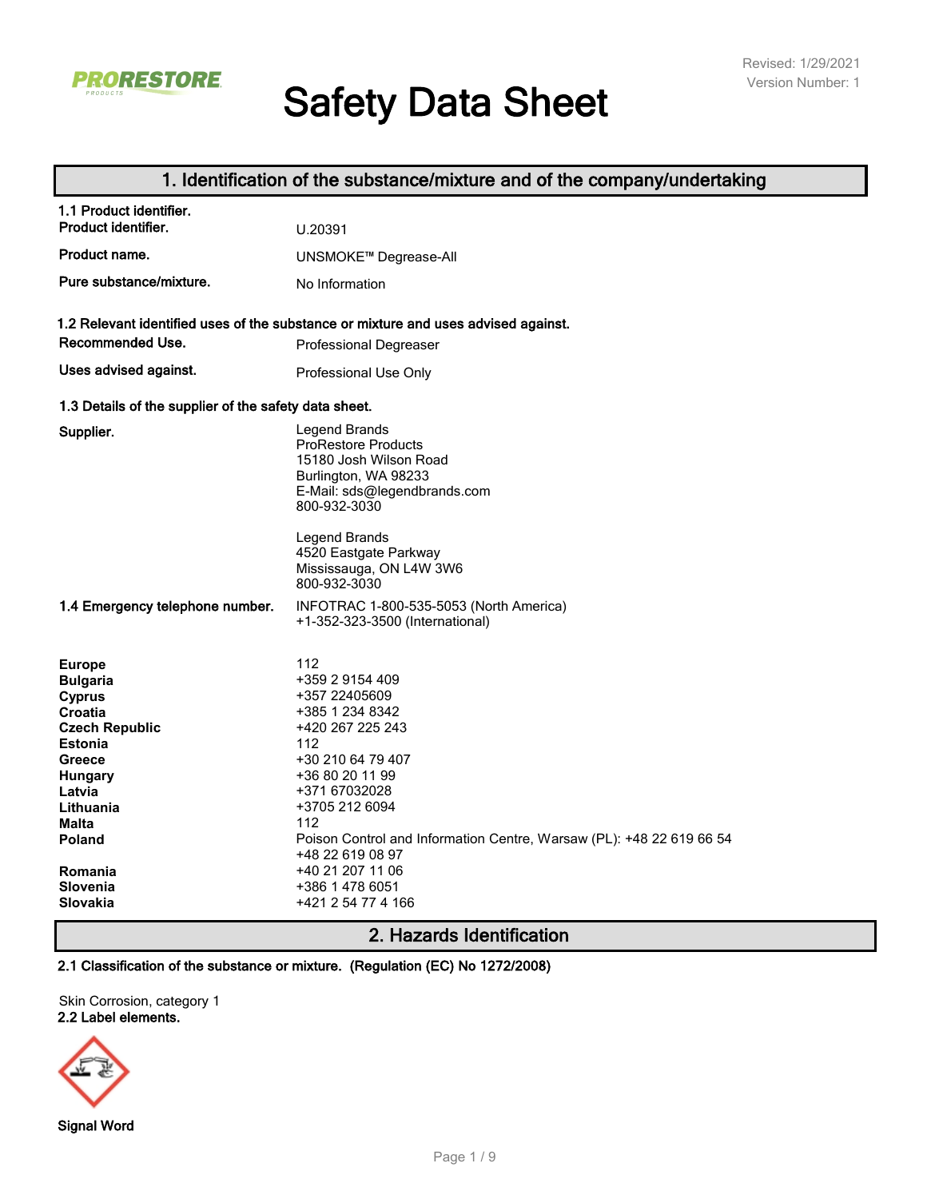# Safety Data Sheet

Revised: 1/29/2021
Version Number: 1

## 1. Identification of the substance/mixture and of the company/undertaking

**1.1 Product identifier.**

| | |
|---|---|
| **Product identifier.** | U.20391 |
| **Product name.** | UNSMOKE™ Degrease-All |
| **Pure substance/mixture.** | No Information |

**1.2 Relevant identified uses of the substance or mixture and uses advised against.**

| | |
|---|---|
| **Recommended Use.** | Professional Degreaser |
| **Uses advised against.** | Professional Use Only |

**1.3 Details of the supplier of the safety data sheet.**

**Supplier.**

Legend Brands
ProRestore Products
15180 Josh Wilson Road
Burlington, WA 98233
E-Mail: sds@legendbrands.com
800-932-3030

Legend Brands
4520 Eastgate Parkway
Mississauga, ON L4W 3W6
800-932-3030

**1.4 Emergency telephone number.** INFOTRAC 1-800-535-5053 (North America)
+1-352-323-3500 (International)

| | |
|---|---|
| **Europe** | 112 |
| **Bulgaria** | +359 2 9154 409 |
| **Cyprus** | +357 22405609 |
| **Croatia** | +385 1 234 8342 |
| **Czech Republic** | +420 267 225 243 |
| **Estonia** | 112 |
| **Greece** | +30 210 64 79 407 |
| **Hungary** | +36 80 20 11 99 |
| **Latvia** | +371 67032028 |
| **Lithuania** | +3705 212 6094 |
| **Malta** | 112 |
| **Poland** | Poison Control and Information Centre, Warsaw (PL): +48 22 619 66 54<br>+48 22 619 08 97 |
| **Romania** | +40 21 207 11 06 |
| **Slovenia** | +386 1 478 6051 |
| **Slovakia** | +421 2 54 77 4 166 |

## 2. Hazards Identification

**2.1 Classification of the substance or mixture. (Regulation (EC) No 1272/2008)**

Skin Corrosion, category 1

**2.2 Label elements.**

**Signal Word**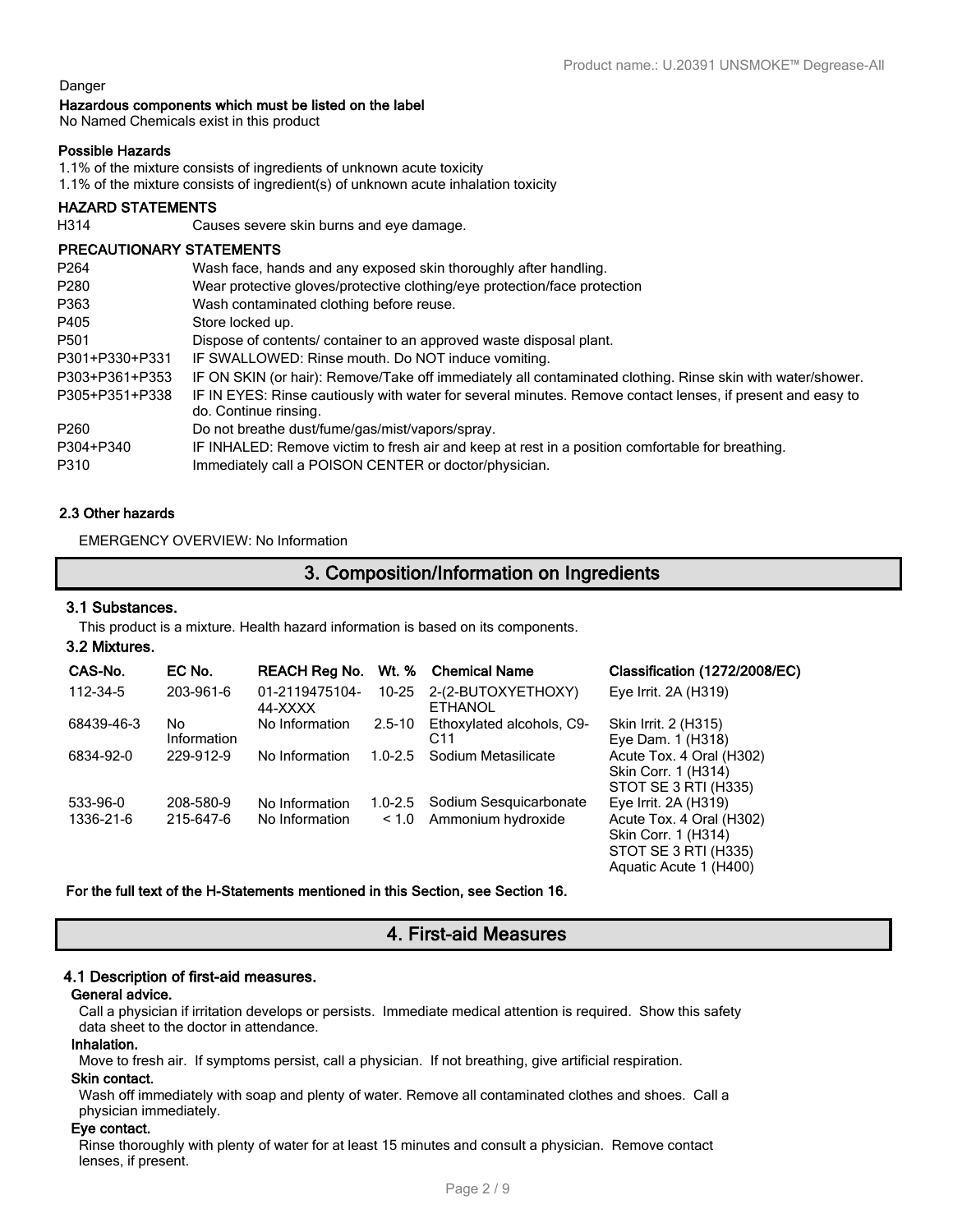Danger

**Hazardous components which must be listed on the label**
No Named Chemicals exist in this product

**Possible Hazards**
1.1% of the mixture consists of ingredients of unknown acute toxicity
1.1% of the mixture consists of ingredient(s) of unknown acute inhalation toxicity

**HAZARD STATEMENTS**

| | |
|---|---|
| H314 | Causes severe skin burns and eye damage. |

**PRECAUTIONARY STATEMENTS**

| | |
|---|---|
| P264 | Wash face, hands and any exposed skin thoroughly after handling. |
| P280 | Wear protective gloves/protective clothing/eye protection/face protection |
| P363 | Wash contaminated clothing before reuse. |
| P405 | Store locked up. |
| P501 | Dispose of contents/ container to an approved waste disposal plant. |
| P301+P330+P331 | IF SWALLOWED: Rinse mouth. Do NOT induce vomiting. |
| P303+P361+P353 | IF ON SKIN (or hair): Remove/Take off immediately all contaminated clothing. Rinse skin with water/shower. |
| P305+P351+P338 | IF IN EYES: Rinse cautiously with water for several minutes. Remove contact lenses, if present and easy to do. Continue rinsing. |
| P260 | Do not breathe dust/fume/gas/mist/vapors/spray. |
| P304+P340 | IF INHALED: Remove victim to fresh air and keep at rest in a position comfortable for breathing. |
| P310 | Immediately call a POISON CENTER or doctor/physician. |

**2.3 Other hazards**

EMERGENCY OVERVIEW: No Information

## 3. Composition/Information on Ingredients

**3.1 Substances.**

This product is a mixture. Health hazard information is based on its components.

**3.2 Mixtures.**

| CAS-No. | EC No. | REACH Reg No. | Wt. % | Chemical Name | Classification (1272/2008/EC) |
|---|---|---|---|---|---|
| 112-34-5 | 203-961-6 | 01-2119475104-44-XXXX | 10-25 | 2-(2-BUTOXYETHOXY) ETHANOL | Eye Irrit. 2A (H319) |
| 68439-46-3 | No Information | No Information | 2.5-10 | Ethoxylated alcohols, C9-C11 | Skin Irrit. 2 (H315)<br>Eye Dam. 1 (H318) |
| 6834-92-0 | 229-912-9 | No Information | 1.0-2.5 | Sodium Metasilicate | Acute Tox. 4 Oral (H302)<br>Skin Corr. 1 (H314)<br>STOT SE 3 RTI (H335) |
| 533-96-0 | 208-580-9 | No Information | 1.0-2.5 | Sodium Sesquicarbonate | Eye Irrit. 2A (H319) |
| 1336-21-6 | 215-647-6 | No Information | < 1.0 | Ammonium hydroxide | Acute Tox. 4 Oral (H302)<br>Skin Corr. 1 (H314)<br>STOT SE 3 RTI (H335)<br>Aquatic Acute 1 (H400) |

**For the full text of the H-Statements mentioned in this Section, see Section 16.**

## 4. First-aid Measures

**4.1 Description of first-aid measures.**

**General advice.**
Call a physician if irritation develops or persists. Immediate medical attention is required. Show this safety data sheet to the doctor in attendance.

**Inhalation.**
Move to fresh air. If symptoms persist, call a physician. If not breathing, give artificial respiration.

**Skin contact.**
Wash off immediately with soap and plenty of water. Remove all contaminated clothes and shoes. Call a physician immediately.

**Eye contact.**
Rinse thoroughly with plenty of water for at least 15 minutes and consult a physician. Remove contact lenses, if present.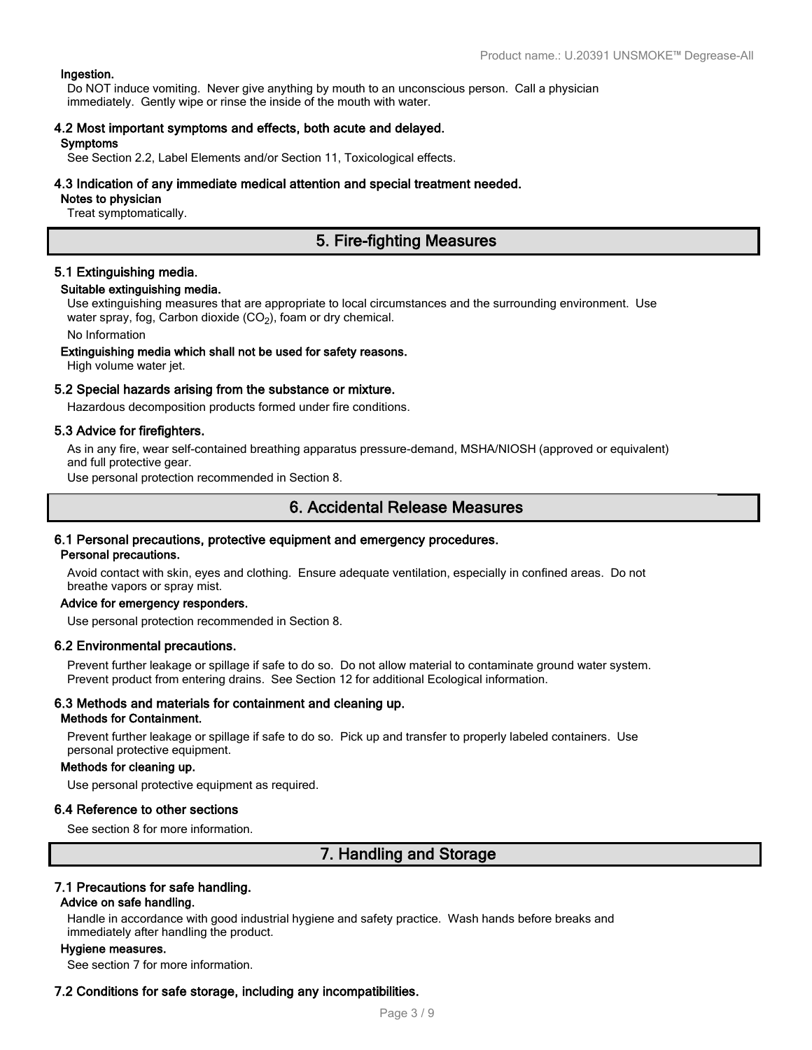**Ingestion.**

Do NOT induce vomiting. Never give anything by mouth to an unconscious person. Call a physician immediately. Gently wipe or rinse the inside of the mouth with water.

### 4.2 Most important symptoms and effects, both acute and delayed.

**Symptoms**

See Section 2.2, Label Elements and/or Section 11, Toxicological effects.

### 4.3 Indication of any immediate medical attention and special treatment needed.

**Notes to physician**

Treat symptomatically.

## 5. Fire-fighting Measures

### 5.1 Extinguishing media.

**Suitable extinguishing media.**

Use extinguishing measures that are appropriate to local circumstances and the surrounding environment. Use water spray, fog, Carbon dioxide ($CO_2$), foam or dry chemical.

No Information

**Extinguishing media which shall not be used for safety reasons.**

High volume water jet.

### 5.2 Special hazards arising from the substance or mixture.

Hazardous decomposition products formed under fire conditions.

### 5.3 Advice for firefighters.

As in any fire, wear self-contained breathing apparatus pressure-demand, MSHA/NIOSH (approved or equivalent) and full protective gear.

Use personal protection recommended in Section 8.

## 6. Accidental Release Measures

### 6.1 Personal precautions, protective equipment and emergency procedures.

**Personal precautions.**

Avoid contact with skin, eyes and clothing. Ensure adequate ventilation, especially in confined areas. Do not breathe vapors or spray mist.

**Advice for emergency responders.**

Use personal protection recommended in Section 8.

### 6.2 Environmental precautions.

Prevent further leakage or spillage if safe to do so. Do not allow material to contaminate ground water system. Prevent product from entering drains. See Section 12 for additional Ecological information.

### 6.3 Methods and materials for containment and cleaning up.

**Methods for Containment.**

Prevent further leakage or spillage if safe to do so. Pick up and transfer to properly labeled containers. Use personal protective equipment.

**Methods for cleaning up.**

Use personal protective equipment as required.

### 6.4 Reference to other sections

See section 8 for more information.

## 7. Handling and Storage

### 7.1 Precautions for safe handling.

**Advice on safe handling.**

Handle in accordance with good industrial hygiene and safety practice. Wash hands before breaks and immediately after handling the product.

**Hygiene measures.**

See section 7 for more information.

### 7.2 Conditions for safe storage, including any incompatibilities.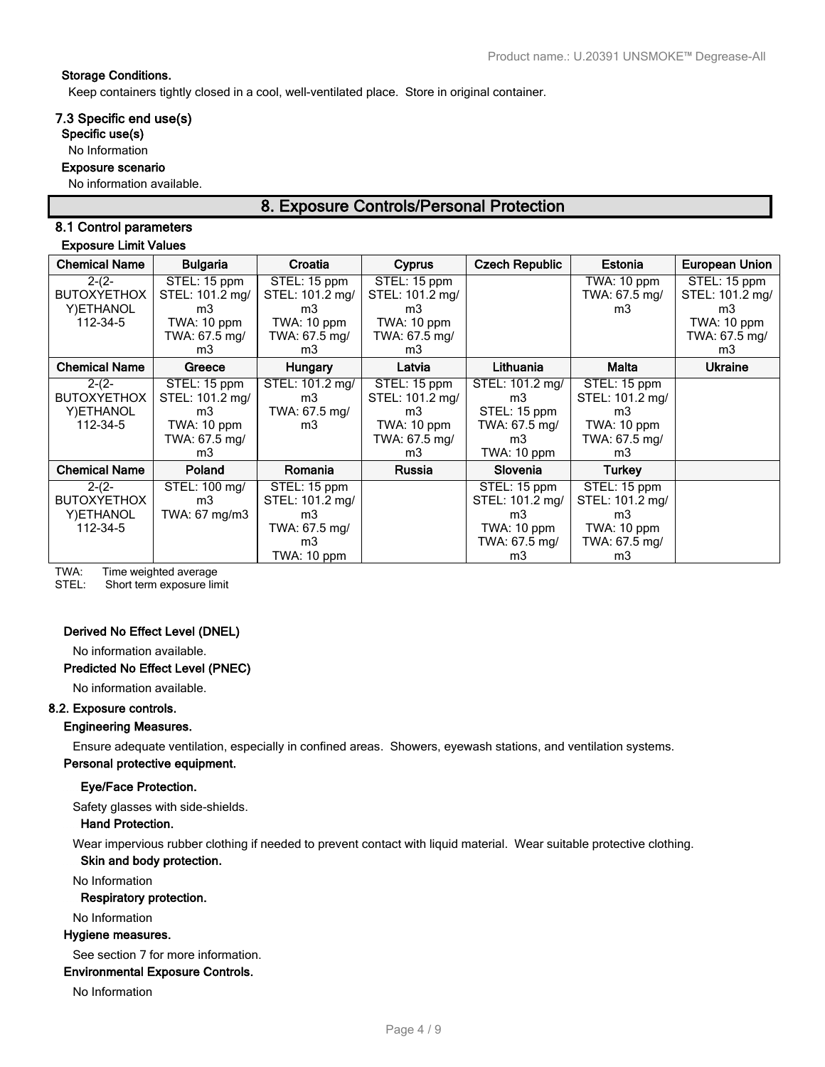**Storage Conditions.**

Keep containers tightly closed in a cool, well-ventilated place. Store in original container.

### 7.3 Specific end use(s)

**Specific use(s)**

No Information

**Exposure scenario**

No information available.

## 8. Exposure Controls/Personal Protection

### 8.1 Control parameters

**Exposure Limit Values**

| Chemical Name | Bulgaria | Croatia | Cyprus | Czech Republic | Estonia | European Union |
|---|---|---|---|---|---|---|
| 2-(2-BUTOXYETHOXY)ETHANOL 112-34-5 | STEL: 15 ppm STEL: 101.2 mg/m3 TWA: 10 ppm TWA: 67.5 mg/m3 | STEL: 15 ppm STEL: 101.2 mg/m3 TWA: 10 ppm TWA: 67.5 mg/m3 | STEL: 15 ppm STEL: 101.2 mg/m3 TWA: 10 ppm TWA: 67.5 mg/m3 | | TWA: 10 ppm TWA: 67.5 mg/m3 | STEL: 15 ppm STEL: 101.2 mg/m3 TWA: 10 ppm TWA: 67.5 mg/m3 |
| **Chemical Name** | **Greece** | **Hungary** | **Latvia** | **Lithuania** | **Malta** | **Ukraine** |
| 2-(2-BUTOXYETHOXY)ETHANOL 112-34-5 | STEL: 15 ppm STEL: 101.2 mg/m3 TWA: 10 ppm TWA: 67.5 mg/m3 | STEL: 101.2 mg/m3 TWA: 67.5 mg/m3 | STEL: 15 ppm STEL: 101.2 mg/m3 TWA: 10 ppm TWA: 67.5 mg/m3 | STEL: 101.2 mg/m3 STEL: 15 ppm TWA: 67.5 mg/m3 TWA: 10 ppm | STEL: 15 ppm STEL: 101.2 mg/m3 TWA: 10 ppm TWA: 67.5 mg/m3 | |
| **Chemical Name** | **Poland** | **Romania** | **Russia** | **Slovenia** | **Turkey** | |
| 2-(2-BUTOXYETHOXY)ETHANOL 112-34-5 | STEL: 100 mg/m3 TWA: 67 mg/m3 | STEL: 15 ppm STEL: 101.2 mg/m3 TWA: 67.5 mg/m3 TWA: 10 ppm | | STEL: 15 ppm STEL: 101.2 mg/m3 TWA: 10 ppm TWA: 67.5 mg/m3 | STEL: 15 ppm STEL: 101.2 mg/m3 TWA: 10 ppm TWA: 67.5 mg/m3 | |

TWA: Time weighted average
STEL: Short term exposure limit

**Derived No Effect Level (DNEL)**

No information available.

**Predicted No Effect Level (PNEC)**

No information available.

### 8.2. Exposure controls.

**Engineering Measures.**

Ensure adequate ventilation, especially in confined areas. Showers, eyewash stations, and ventilation systems.

**Personal protective equipment.**

**Eye/Face Protection.**

Safety glasses with side-shields.

**Hand Protection.**

Wear impervious rubber clothing if needed to prevent contact with liquid material. Wear suitable protective clothing.

**Skin and body protection.**

No Information

**Respiratory protection.**

No Information

**Hygiene measures.**

See section 7 for more information.

**Environmental Exposure Controls.**

No Information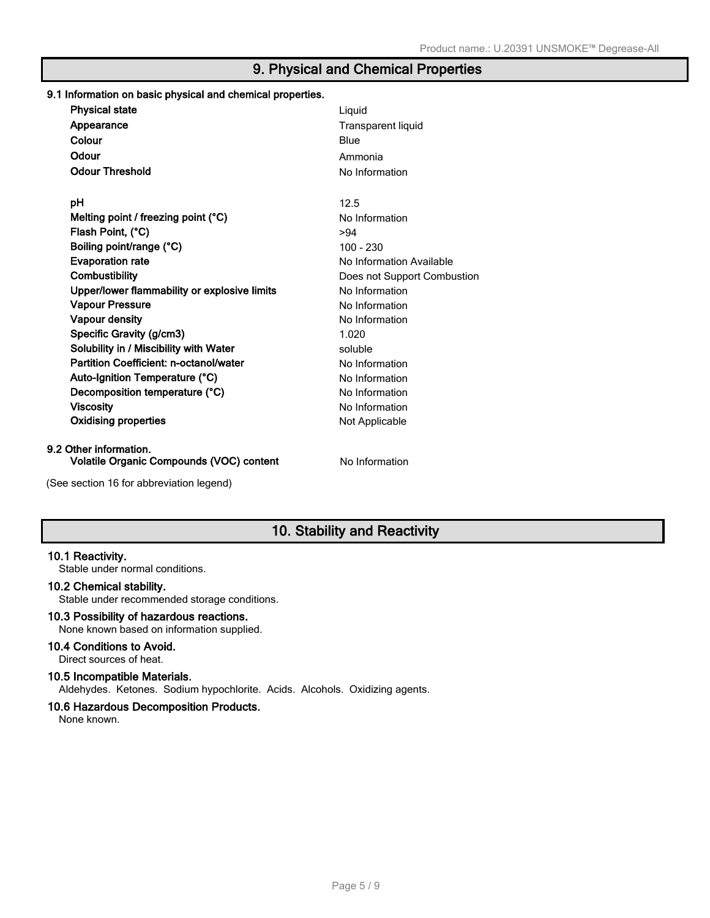## 9. Physical and Chemical Properties

### 9.1 Information on basic physical and chemical properties.

| Property | Value |
| --- | --- |
| **Physical state** | Liquid |
| **Appearance** | Transparent liquid |
| **Colour** | Blue |
| **Odour** | Ammonia |
| **Odour Threshold** | No Information |
| **pH** | 12.5 |
| **Melting point / freezing point (°C)** | No Information |
| **Flash Point, (°C)** | >94 |
| **Boiling point/range (°C)** | 100 - 230 |
| **Evaporation rate** | No Information Available |
| **Combustibility** | Does not Support Combustion |
| **Upper/lower flammability or explosive limits** | No Information |
| **Vapour Pressure** | No Information |
| **Vapour density** | No Information |
| **Specific Gravity (g/cm3)** | 1.020 |
| **Solubility in / Miscibility with Water** | soluble |
| **Partition Coefficient: n-octanol/water** | No Information |
| **Auto-Ignition Temperature (°C)** | No Information |
| **Decomposition temperature (°C)** | No Information |
| **Viscosity** | No Information |
| **Oxidising properties** | Not Applicable |

### 9.2 Other information.

| Property | Value |
| --- | --- |
| **Volatile Organic Compounds (VOC) content** | No Information |

(See section 16 for abbreviation legend)

## 10. Stability and Reactivity

**10.1 Reactivity.**
Stable under normal conditions.

**10.2 Chemical stability.**
Stable under recommended storage conditions.

**10.3 Possibility of hazardous reactions.**
None known based on information supplied.

**10.4 Conditions to Avoid.**
Direct sources of heat.

**10.5 Incompatible Materials.**
Aldehydes. Ketones. Sodium hypochlorite. Acids. Alcohols. Oxidizing agents.

**10.6 Hazardous Decomposition Products.**
None known.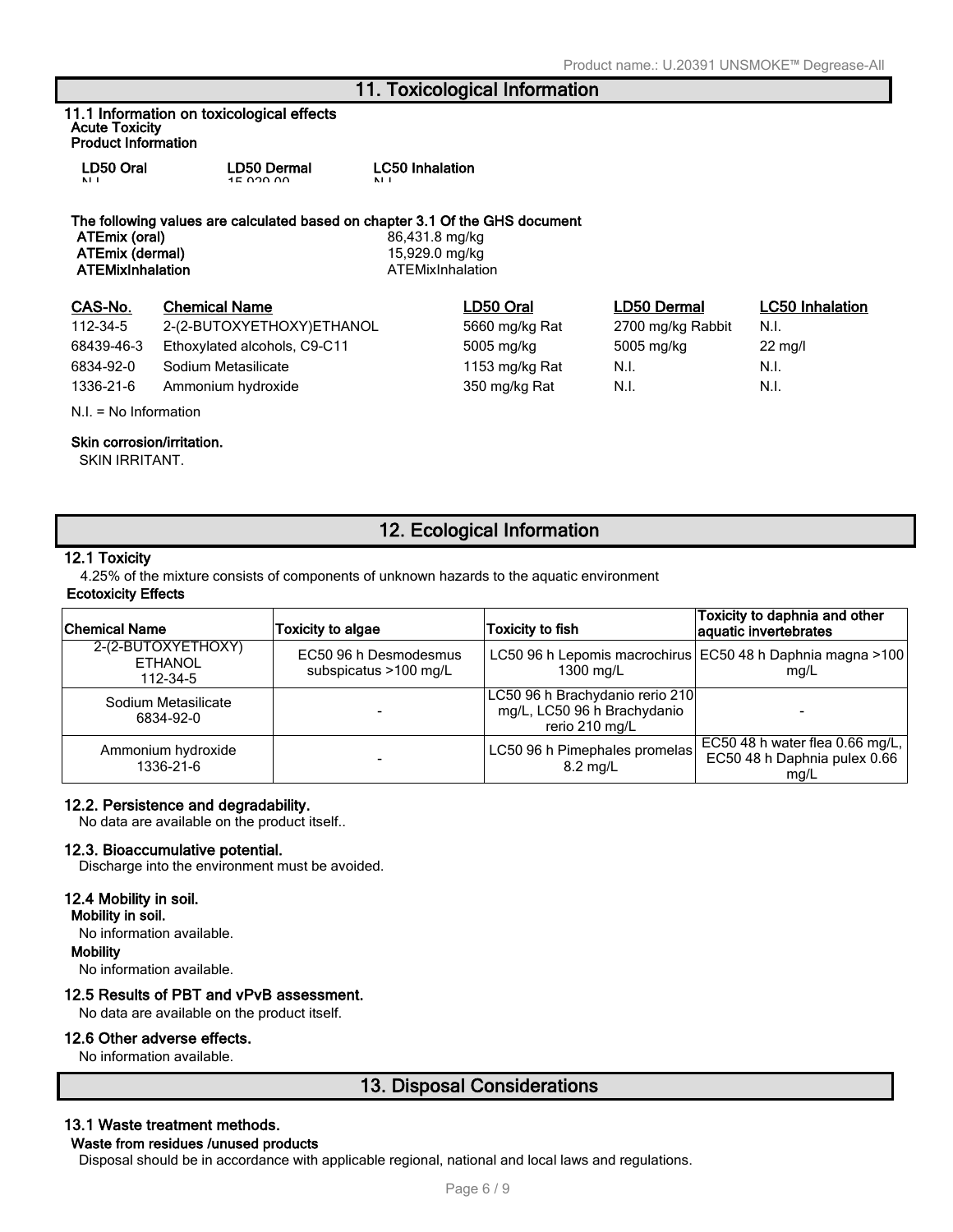# 11. Toxicological Information

## 11.1 Information on toxicological effects

**Acute Toxicity**

**Product Information**

| LD50 Oral | LD50 Dermal | LC50 Inhalation |
|---|---|---|
| N.I. | 15,929.00 | N.I. |

**The following values are calculated based on chapter 3.1 Of the GHS document**

| | |
|---|---|
| **ATEmix (oral)** | 86,431.8 mg/kg |
| **ATEmix (dermal)** | 15,929.0 mg/kg |
| **ATEMixInhalation** | ATEMixInhalation |

| CAS-No. | Chemical Name | LD50 Oral | LD50 Dermal | LC50 Inhalation |
|---|---|---|---|---|
| 112-34-5 | 2-(2-BUTOXYETHOXY)ETHANOL | 5660 mg/kg Rat | 2700 mg/kg Rabbit | N.I. |
| 68439-46-3 | Ethoxylated alcohols, C9-C11 | 5005 mg/kg | 5005 mg/kg | 22 mg/l |
| 6834-92-0 | Sodium Metasilicate | 1153 mg/kg Rat | N.I. | N.I. |
| 1336-21-6 | Ammonium hydroxide | 350 mg/kg Rat | N.I. | N.I. |

N.I. = No Information

**Skin corrosion/irritation.**

SKIN IRRITANT.

# 12. Ecological Information

## 12.1 Toxicity

4.25% of the mixture consists of components of unknown hazards to the aquatic environment

**Ecotoxicity Effects**

| Chemical Name | Toxicity to algae | Toxicity to fish | Toxicity to daphnia and other aquatic invertebrates |
|---|---|---|---|
| 2-(2-BUTOXYETHOXY) ETHANOL 112-34-5 | EC50 96 h Desmodesmus subspicatus >100 mg/L | LC50 96 h Lepomis macrochirus 1300 mg/L | EC50 48 h Daphnia magna >100 mg/L |
| Sodium Metasilicate 6834-92-0 | - | LC50 96 h Brachydanio rerio 210 mg/L, LC50 96 h Brachydanio rerio 210 mg/L | - |
| Ammonium hydroxide 1336-21-6 | - | LC50 96 h Pimephales promelas 8.2 mg/L | EC50 48 h water flea 0.66 mg/L, EC50 48 h Daphnia pulex 0.66 mg/L |

## 12.2. Persistence and degradability.

No data are available on the product itself..

## 12.3. Bioaccumulative potential.

Discharge into the environment must be avoided.

## 12.4 Mobility in soil.

**Mobility in soil.**

No information available.

**Mobility**

No information available.

## 12.5 Results of PBT and vPvB assessment.

No data are available on the product itself.

## 12.6 Other adverse effects.

No information available.

# 13. Disposal Considerations

## 13.1 Waste treatment methods.

**Waste from residues /unused products**

Disposal should be in accordance with applicable regional, national and local laws and regulations.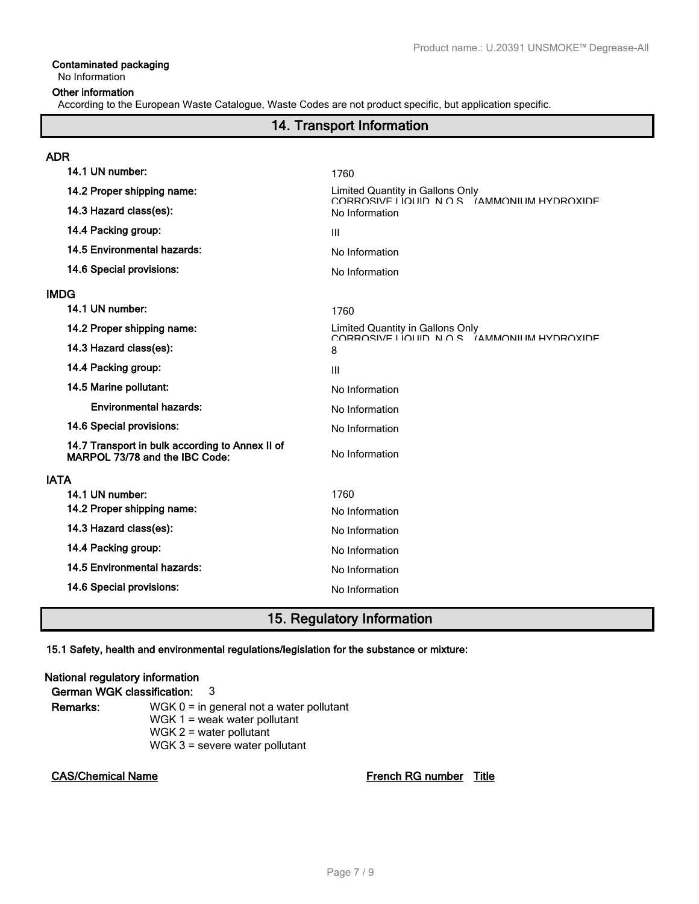**Contaminated packaging**

No Information

**Other information**

According to the European Waste Catalogue, Waste Codes are not product specific, but application specific.

## 14. Transport Information

### ADR

| | |
|---|---|
| **14.1 UN number:** | 1760 |
| **14.2 Proper shipping name:** | Limited Quantity in Gallons Only CORROSIVE LIQUID, N.O.S., (AMMONIUM HYDROXIDE |
| **14.3 Hazard class(es):** | No Information |
| **14.4 Packing group:** | III |
| **14.5 Environmental hazards:** | No Information |
| **14.6 Special provisions:** | No Information |

### IMDG

| | |
|---|---|
| **14.1 UN number:** | 1760 |
| **14.2 Proper shipping name:** | Limited Quantity in Gallons Only CORROSIVE LIQUID, N.O.S., (AMMONIUM HYDROXIDE |
| **14.3 Hazard class(es):** | 8 |
| **14.4 Packing group:** | III |
| **14.5 Marine pollutant:** | No Information |
| **Environmental hazards:** | No Information |
| **14.6 Special provisions:** | No Information |
| **14.7 Transport in bulk according to Annex II of MARPOL 73/78 and the IBC Code:** | No Information |

### IATA

| | |
|---|---|
| **14.1 UN number:** | 1760 |
| **14.2 Proper shipping name:** | No Information |
| **14.3 Hazard class(es):** | No Information |
| **14.4 Packing group:** | No Information |
| **14.5 Environmental hazards:** | No Information |
| **14.6 Special provisions:** | No Information |

## 15. Regulatory Information

**15.1 Safety, health and environmental regulations/legislation for the substance or mixture:**

**National regulatory information**

**German WGK classification:** 3

**Remarks:**
WGK 0 = in general not a water pollutant
WGK 1 = weak water pollutant
WGK 2 = water pollutant
WGK 3 = severe water pollutant

| CAS/Chemical Name | French RG number | Title |
|---|---|---|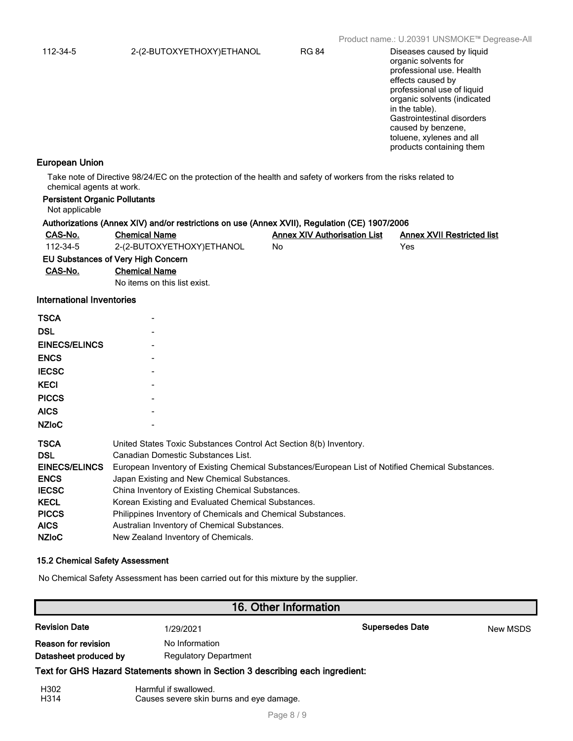| | | | |
|---|---|---|---|
| 112-34-5 | 2-(2-BUTOXYETHOXY)ETHANOL | RG 84 | Diseases caused by liquid organic solvents for professional use. Health effects caused by professional use of liquid organic solvents (indicated in the table). Gastrointestinal disorders caused by benzene, toluene, xylenes and all products containing them |

### European Union

Take note of Directive 98/24/EC on the protection of the health and safety of workers from the risks related to chemical agents at work.

**Persistent Organic Pollutants**

Not applicable

**Authorizations (Annex XIV) and/or restrictions on use (Annex XVII), Regulation (CE) 1907/2006**

| CAS-No. | Chemical Name | Annex XIV Authorisation List | Annex XVII Restricted list |
|---|---|---|---|
| 112-34-5 | 2-(2-BUTOXYETHOXY)ETHANOL | No | Yes |

**EU Substances of Very High Concern**

| CAS-No. | Chemical Name |
|---|---|
| | No items on this list exist. |

### International Inventories

| | |
|---|---|
| **TSCA** | - |
| **DSL** | - |
| **EINECS/ELINCS** | - |
| **ENCS** | - |
| **IECSC** | - |
| **KECI** | - |
| **PICCS** | - |
| **AICS** | - |
| **NZIoC** | - |

| | |
|---|---|
| **TSCA** | United States Toxic Substances Control Act Section 8(b) Inventory. |
| **DSL** | Canadian Domestic Substances List. |
| **EINECS/ELINCS** | European Inventory of Existing Chemical Substances/European List of Notified Chemical Substances. |
| **ENCS** | Japan Existing and New Chemical Substances. |
| **IECSC** | China Inventory of Existing Chemical Substances. |
| **KECL** | Korean Existing and Evaluated Chemical Substances. |
| **PICCS** | Philippines Inventory of Chemicals and Chemical Substances. |
| **AICS** | Australian Inventory of Chemical Substances. |
| **NZIoC** | New Zealand Inventory of Chemicals. |

### 15.2 Chemical Safety Assessment

No Chemical Safety Assessment has been carried out for this mixture by the supplier.

## 16. Other Information

| | | | |
|---|---|---|---|
| **Revision Date** | 1/29/2021 | **Supersedes Date** | New MSDS |
| **Reason for revision** | No Information | | |
| **Datasheet produced by** | Regulatory Department | | |

**Text for GHS Hazard Statements shown in Section 3 describing each ingredient:**

| | |
|---|---|
| H302 | Harmful if swallowed. |
| H314 | Causes severe skin burns and eye damage. |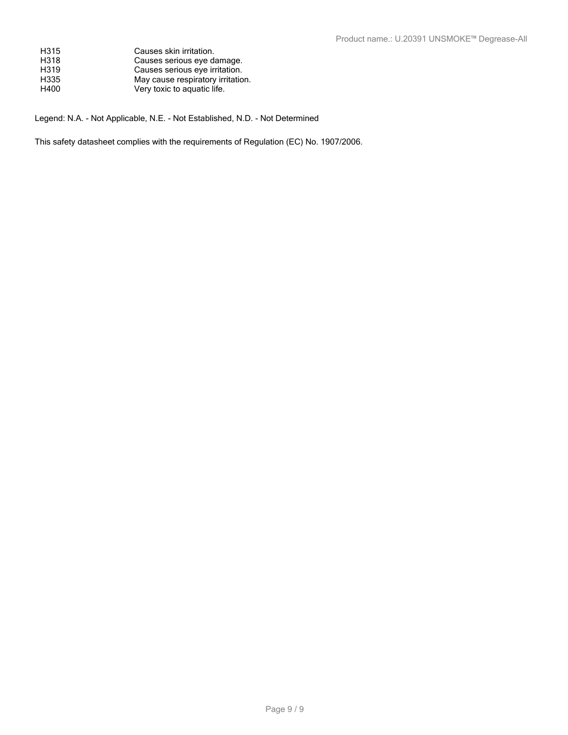| | |
|---|---|
| H315 | Causes skin irritation. |
| H318 | Causes serious eye damage. |
| H319 | Causes serious eye irritation. |
| H335 | May cause respiratory irritation. |
| H400 | Very toxic to aquatic life. |

Legend: N.A. - Not Applicable, N.E. - Not Established, N.D. - Not Determined

This safety datasheet complies with the requirements of Regulation (EC) No. 1907/2006.